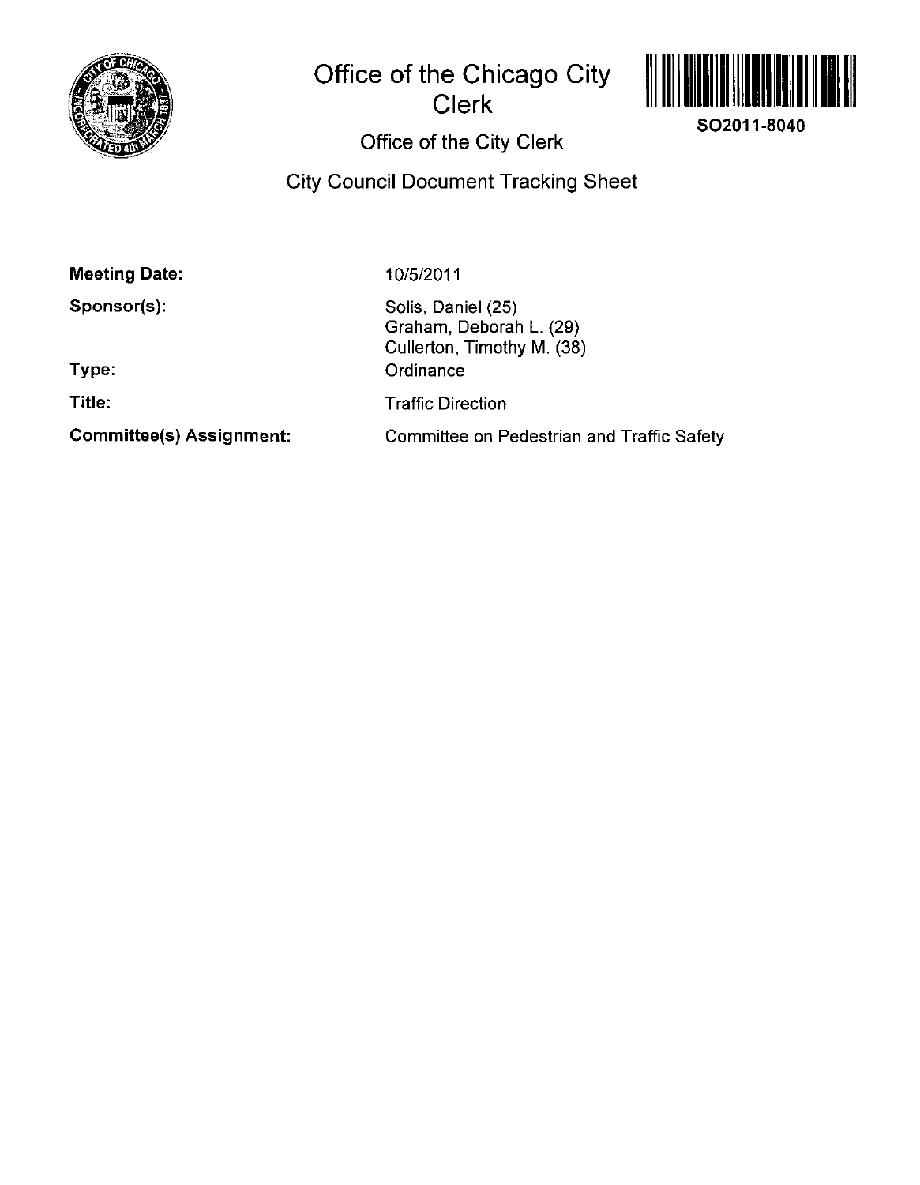# Office of the Chicago City Clerk

SO2011-8040

## Office of the City Clerk

## City Council Document Tracking Sheet

**Meeting Date:** 10/5/2011

**Sponsor(s):** Solis, Daniel (25)
Graham, Deborah L. (29)
Cullerton, Timothy M. (38)

**Type:** Ordinance

**Title:** Traffic Direction

**Committee(s) Assignment:** Committee on Pedestrian and Traffic Safety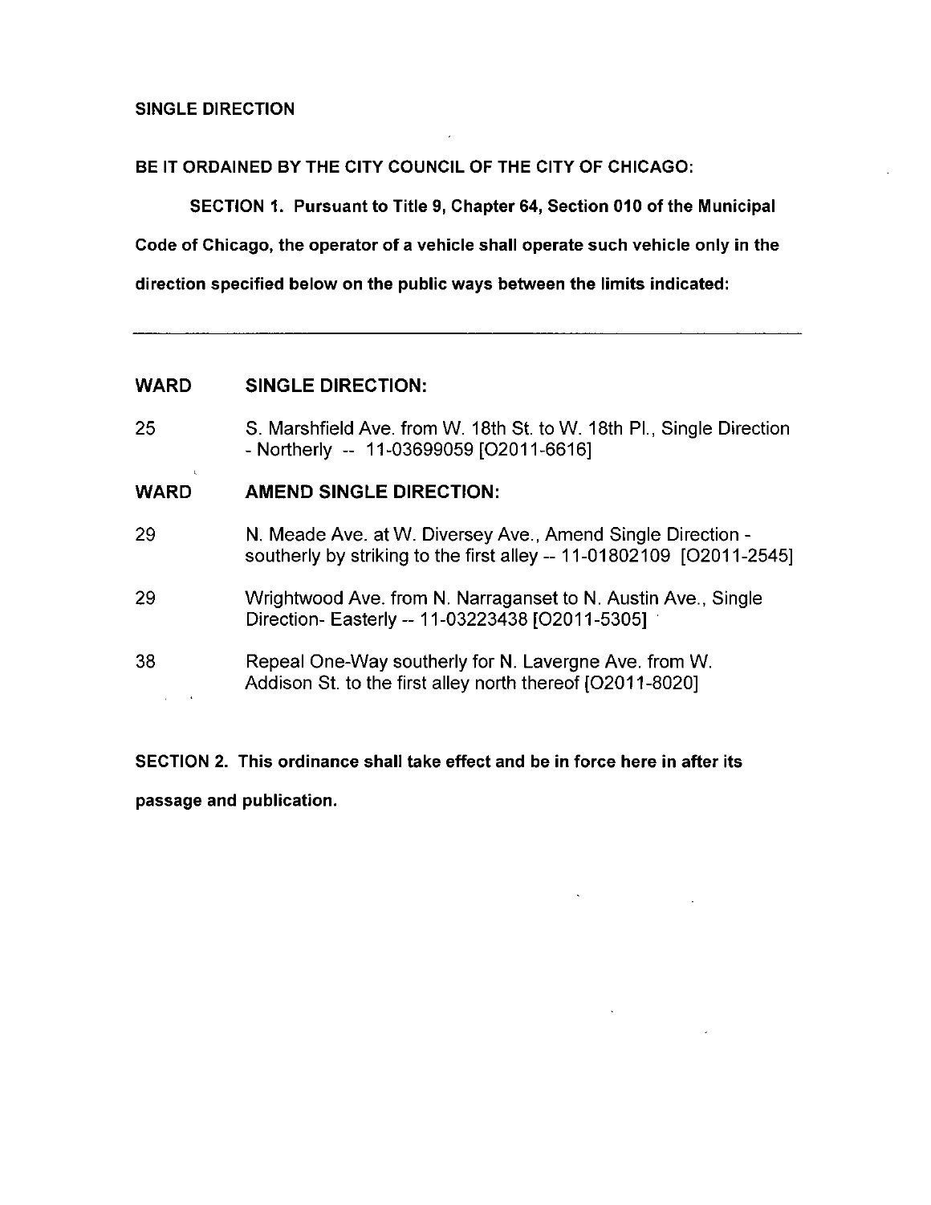**SINGLE DIRECTION**

**BE IT ORDAINED BY THE CITY COUNCIL OF THE CITY OF CHICAGO:**

**SECTION 1. Pursuant to Title 9, Chapter 64, Section 010 of the Municipal Code of Chicago, the operator of a vehicle shall operate such vehicle only in the direction specified below on the public ways between the limits indicated:**

---

| WARD | SINGLE DIRECTION: |
|---|---|
| 25 | S. Marshfield Ave. from W. 18th St. to W. 18th Pl., Single Direction - Northerly -- 11-03699059 [O2011-6616] |

| WARD | AMEND SINGLE DIRECTION: |
|---|---|
| 29 | N. Meade Ave. at W. Diversey Ave., Amend Single Direction - southerly by striking to the first alley -- 11-01802109 [O2011-2545] |
| 29 | Wrightwood Ave. from N. Narraganset to N. Austin Ave., Single Direction- Easterly -- 11-03223438 [O2011-5305] |
| 38 | Repeal One-Way southerly for N. Lavergne Ave. from W. Addison St. to the first alley north thereof [O2011-8020] |

**SECTION 2. This ordinance shall take effect and be in force here in after its passage and publication.**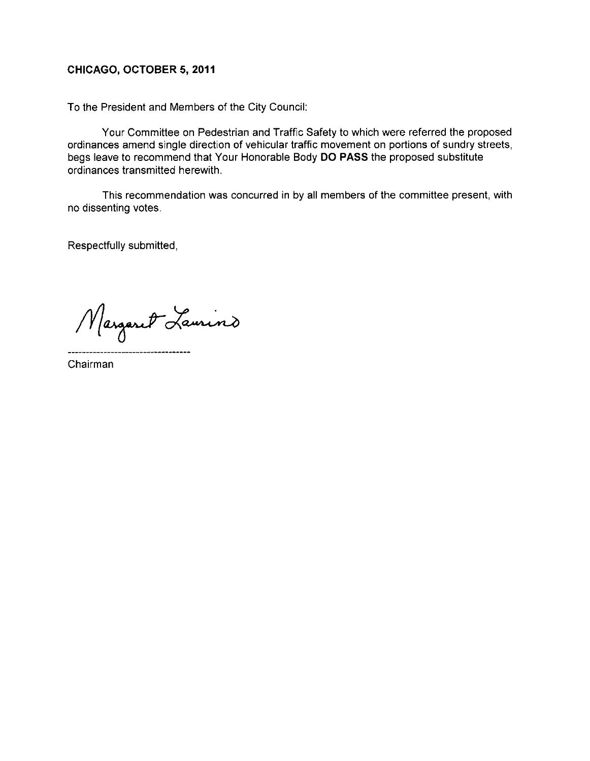**CHICAGO, OCTOBER 5, 2011**

To the President and Members of the City Council:

Your Committee on Pedestrian and Traffic Safety to which were referred the proposed ordinances amend single direction of vehicular traffic movement on portions of sundry streets, begs leave to recommend that Your Honorable Body **DO PASS** the proposed substitute ordinances transmitted herewith.

This recommendation was concurred in by all members of the committee present, with no dissenting votes.

Respectfully submitted,

Margaret Laurino

------------------------------------

Chairman